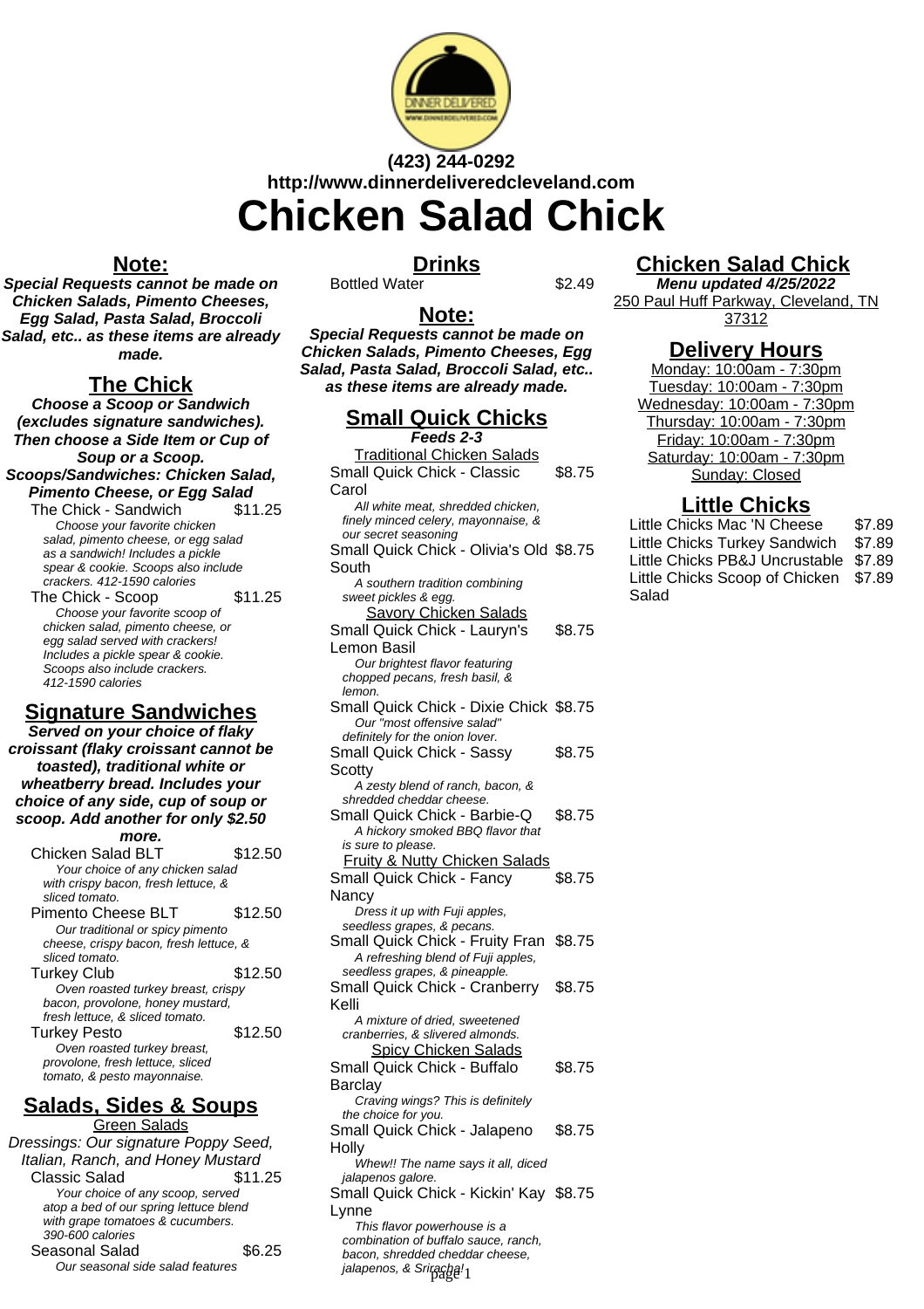(423) 244-0292
http://www.dinnerdeliveredcleveland.com

# Chicken Salad Chick

## Note:

**_Special Requests cannot be made on Chicken Salads, Pimento Cheeses, Egg Salad, Pasta Salad, Broccoli Salad, etc.. as these items are already made._**

## The Chick

**_Choose a Scoop or Sandwich (excludes signature sandwiches). Then choose a Side Item or Cup of Soup or a Scoop._**
**_Scoops/Sandwiches: Chicken Salad, Pimento Cheese, or Egg Salad_**

The Chick - Sandwich — $11.25
_Choose your favorite chicken salad, pimento cheese, or egg salad as a sandwich! Includes a pickle spear & cookie. Scoops also include crackers. 412-1590 calories_

The Chick - Scoop — $11.25
_Choose your favorite scoop of chicken salad, pimento cheese, or egg salad served with crackers! Includes a pickle spear & cookie. Scoops also include crackers. 412-1590 calories_

## Signature Sandwiches

**_Served on your choice of flaky croissant (flaky croissant cannot be toasted), traditional white or wheatberry bread. Includes your choice of any side, cup of soup or scoop. Add another for only $2.50 more._**

Chicken Salad BLT — $12.50
_Your choice of any chicken salad with crispy bacon, fresh lettuce, & sliced tomato._

Pimento Cheese BLT — $12.50
_Our traditional or spicy pimento cheese, crispy bacon, fresh lettuce, & sliced tomato._

Turkey Club — $12.50
_Oven roasted turkey breast, crispy bacon, provolone, honey mustard, fresh lettuce, & sliced tomato._

Turkey Pesto — $12.50
_Oven roasted turkey breast, provolone, fresh lettuce, sliced tomato, & pesto mayonnaise._

## Salads, Sides & Soups

Green Salads

Dressings: Our signature Poppy Seed, Italian, Ranch, and Honey Mustard

Classic Salad — $11.25
_Your choice of any scoop, served atop a bed of our spring lettuce blend with grape tomatoes & cucumbers. 390-600 calories_

Seasonal Salad — $6.25
_Our seasonal side salad features_

## Drinks

Bottled Water — $2.49

## Note:

**_Special Requests cannot be made on Chicken Salads, Pimento Cheeses, Egg Salad, Pasta Salad, Broccoli Salad, etc.. as these items are already made._**

## Small Quick Chicks

**_Feeds 2-3_**

Traditional Chicken Salads

Small Quick Chick - Classic Carol — $8.75
_All white meat, shredded chicken, finely minced celery, mayonnaise, & our secret seasoning_

Small Quick Chick - Olivia's Old South — $8.75
_A southern tradition combining sweet pickles & egg._

Savory Chicken Salads

Small Quick Chick - Lauryn's Lemon Basil — $8.75
_Our brightest flavor featuring chopped pecans, fresh basil, & lemon._

Small Quick Chick - Dixie Chick — $8.75
_Our "most offensive salad" definitely for the onion lover._

Small Quick Chick - Sassy Scotty — $8.75
_A zesty blend of ranch, bacon, & shredded cheddar cheese._

Small Quick Chick - Barbie-Q — $8.75
_A hickory smoked BBQ flavor that is sure to please._

Fruity & Nutty Chicken Salads

Small Quick Chick - Fancy Nancy — $8.75
_Dress it up with Fuji apples, seedless grapes, & pecans._

Small Quick Chick - Fruity Fran — $8.75
_A refreshing blend of Fuji apples, seedless grapes, & pineapple._

Small Quick Chick - Cranberry Kelli — $8.75
_A mixture of dried, sweetened cranberries, & slivered almonds._

Spicy Chicken Salads

Small Quick Chick - Buffalo Barclay — $8.75
_Craving wings? This is definitely the choice for you._

Small Quick Chick - Jalapeno Holly — $8.75
_Whew!! The name says it all, diced jalapenos galore._

Small Quick Chick - Kickin' Kay Lynne — $8.75
_This flavor powerhouse is a combination of buffalo sauce, ranch, bacon, shredded cheddar cheese, jalapenos, & Sriracha!_

## Chicken Salad Chick

**_Menu updated 4/25/2022_**

250 Paul Huff Parkway, Cleveland, TN 37312

## Delivery Hours

Monday: 10:00am - 7:30pm
Tuesday: 10:00am - 7:30pm
Wednesday: 10:00am - 7:30pm
Thursday: 10:00am - 7:30pm
Friday: 10:00am - 7:30pm
Saturday: 10:00am - 7:30pm
Sunday: Closed

## Little Chicks

Little Chicks Mac 'N Cheese — $7.89
Little Chicks Turkey Sandwich — $7.89
Little Chicks PB&J Uncrustable — $7.89
Little Chicks Scoop of Chicken Salad — $7.89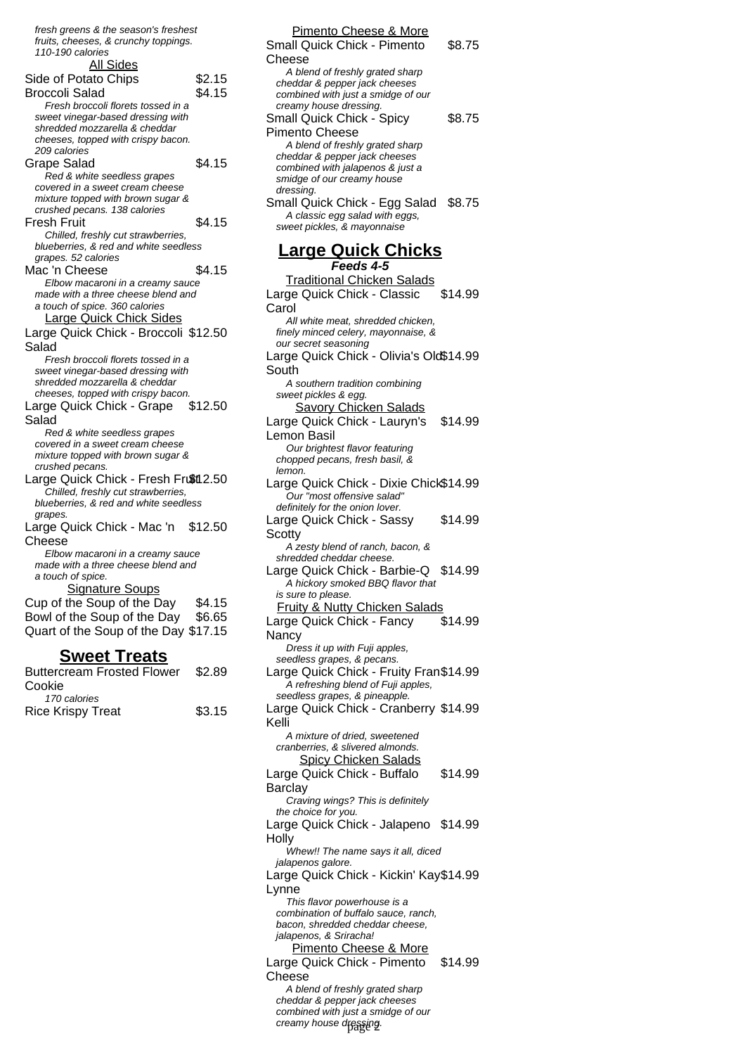fresh greens & the season's freshest fruits, cheeses, & crunchy toppings. 110-190 calories

All Sides

Side of Potato Chips $2.15

Broccoli Salad $4.15
*Fresh broccoli florets tossed in a sweet vinegar-based dressing with shredded mozzarella & cheddar cheeses, topped with crispy bacon. 209 calories*

Grape Salad $4.15
*Red & white seedless grapes covered in a sweet cream cheese mixture topped with brown sugar & crushed pecans. 138 calories*

Fresh Fruit $4.15
*Chilled, freshly cut strawberries, blueberries, & red and white seedless grapes. 52 calories*

Mac 'n Cheese $4.15
*Elbow macaroni in a creamy sauce made with a three cheese blend and a touch of spice. 360 calories*

Large Quick Chick Sides

Large Quick Chick - Broccoli Salad $12.50
*Fresh broccoli florets tossed in a sweet vinegar-based dressing with shredded mozzarella & cheddar cheeses, topped with crispy bacon.*

Large Quick Chick - Grape Salad $12.50
*Red & white seedless grapes covered in a sweet cream cheese mixture topped with brown sugar & crushed pecans.*

Large Quick Chick - Fresh Fruit $12.50
*Chilled, freshly cut strawberries, blueberries, & red and white seedless grapes.*

Large Quick Chick - Mac 'n Cheese $12.50
*Elbow macaroni in a creamy sauce made with a three cheese blend and a touch of spice.*

Signature Soups

Cup of the Soup of the Day $4.15

Bowl of the Soup of the Day $6.65

Quart of the Soup of the Day $17.15

## Sweet Treats

Buttercream Frosted Flower Cookie $2.89
*170 calories*

Rice Krispy Treat $3.15

Pimento Cheese & More

Small Quick Chick - Pimento Cheese $8.75
*A blend of freshly grated sharp cheddar & pepper jack cheeses combined with just a smidge of our creamy house dressing.*

Small Quick Chick - Spicy Pimento Cheese $8.75
*A blend of freshly grated sharp cheddar & pepper jack cheeses combined with jalapenos & just a smidge of our creamy house dressing.*

Small Quick Chick - Egg Salad $8.75
*A classic egg salad with eggs, sweet pickles, & mayonnaise*

## Large Quick Chicks

***Feeds 4-5***

Traditional Chicken Salads

Large Quick Chick - Classic Carol $14.99
*All white meat, shredded chicken, finely minced celery, mayonnaise, & our secret seasoning*

Large Quick Chick - Olivia's Old South $14.99
*A southern tradition combining sweet pickles & egg.*

Savory Chicken Salads

Large Quick Chick - Lauryn's Lemon Basil $14.99
*Our brightest flavor featuring chopped pecans, fresh basil, & lemon.*

Large Quick Chick - Dixie Chick $14.99
*Our "most offensive salad" definitely for the onion lover.*

Large Quick Chick - Sassy Scotty $14.99
*A zesty blend of ranch, bacon, & shredded cheddar cheese.*

Large Quick Chick - Barbie-Q $14.99
*A hickory smoked BBQ flavor that is sure to please.*

Fruity & Nutty Chicken Salads

Large Quick Chick - Fancy Nancy $14.99
*Dress it up with Fuji apples, seedless grapes, & pecans.*

Large Quick Chick - Fruity Fran $14.99
*A refreshing blend of Fuji apples, seedless grapes, & pineapple.*

Large Quick Chick - Cranberry Kelli $14.99
*A mixture of dried, sweetened cranberries, & slivered almonds.*

Spicy Chicken Salads

Large Quick Chick - Buffalo Barclay $14.99
*Craving wings? This is definitely the choice for you.*

Large Quick Chick - Jalapeno Holly $14.99
*Whew!! The name says it all, diced jalapenos galore.*

Large Quick Chick - Kickin' Kay Lynne $14.99
*This flavor powerhouse is a combination of buffalo sauce, ranch, bacon, shredded cheddar cheese, jalapenos, & Sriracha!*

Pimento Cheese & More

Large Quick Chick - Pimento Cheese $14.99
*A blend of freshly grated sharp cheddar & pepper jack cheeses combined with just a smidge of our creamy house dressing.*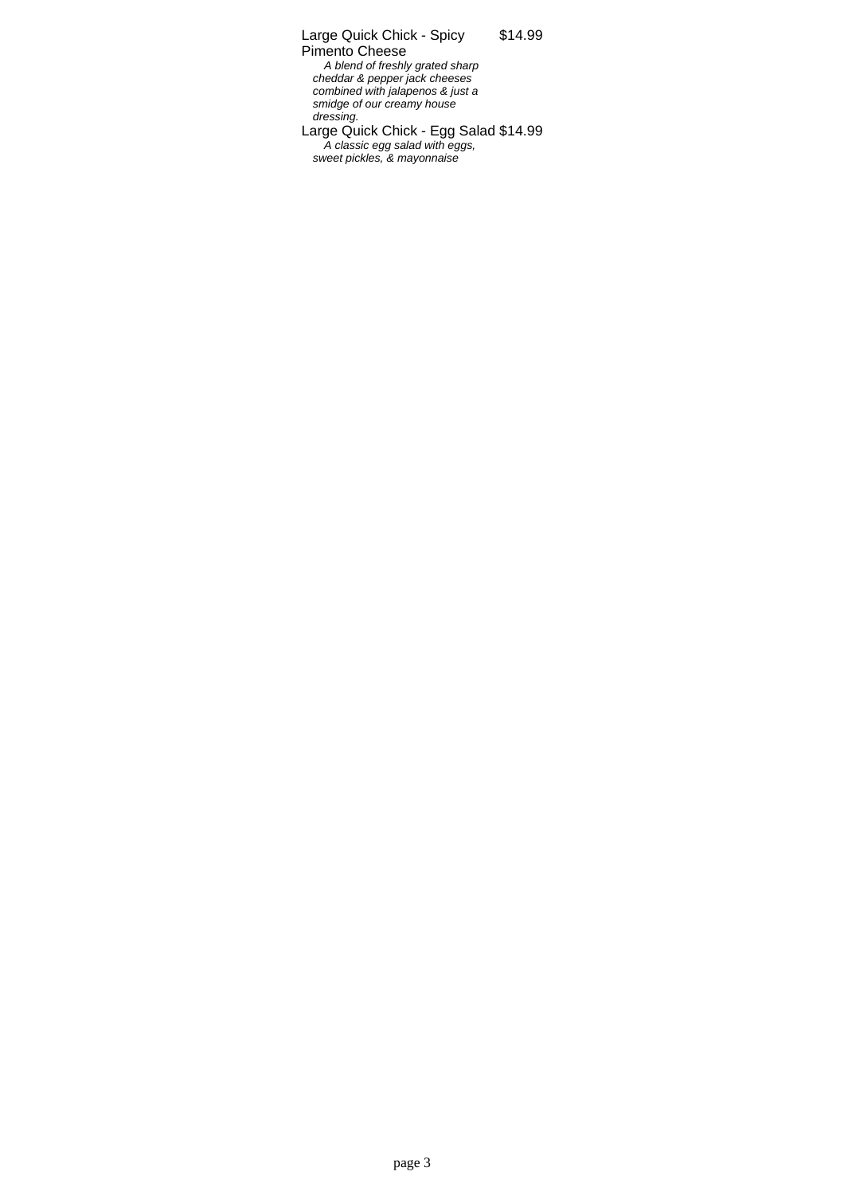Large Quick Chick - Spicy Pimento Cheese $14.99

*A blend of freshly grated sharp cheddar & pepper jack cheeses combined with jalapenos & just a smidge of our creamy house dressing.*

Large Quick Chick - Egg Salad $14.99

*A classic egg salad with eggs, sweet pickles, & mayonnaise*